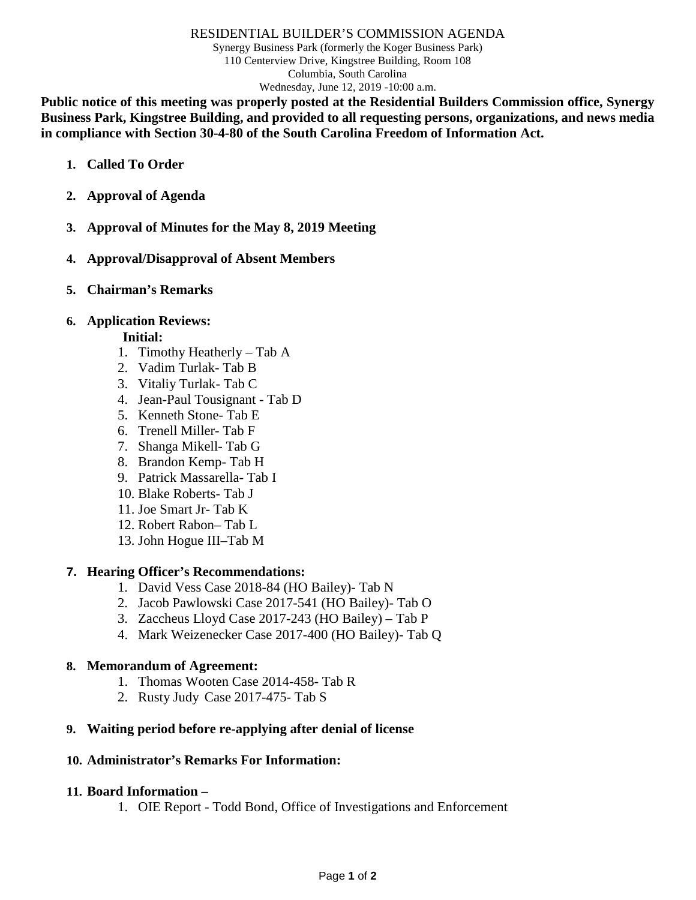RESIDENTIAL BUILDER'S COMMISSION AGENDA

Synergy Business Park (formerly the Koger Business Park)
110 Centerview Drive, Kingstree Building, Room 108
Columbia, South Carolina
Wednesday, June 12, 2019 -10:00 a.m.

**Public notice of this meeting was properly posted at the Residential Builders Commission office, Synergy Business Park, Kingstree Building, and provided to all requesting persons, organizations, and news media in compliance with Section 30-4-80 of the South Carolina Freedom of Information Act.**

1. **Called To Order**

2. **Approval of Agenda**

3. **Approval of Minutes for the May 8, 2019 Meeting**

4. **Approval/Disapproval of Absent Members**

5. **Chairman's Remarks**

6. **Application Reviews:**

   **Initial:**
   1. Timothy Heatherly – Tab A
   2. Vadim Turlak- Tab B
   3. Vitaliy Turlak- Tab C
   4. Jean-Paul Tousignant - Tab D
   5. Kenneth Stone- Tab E
   6. Trenell Miller- Tab F
   7. Shanga Mikell- Tab G
   8. Brandon Kemp- Tab H
   9. Patrick Massarella- Tab I
   10. Blake Roberts- Tab J
   11. Joe Smart Jr- Tab K
   12. Robert Rabon– Tab L
   13. John Hogue III–Tab M

7. **Hearing Officer's Recommendations:**
   1. David Vess Case 2018-84 (HO Bailey)- Tab N
   2. Jacob Pawlowski Case 2017-541 (HO Bailey)- Tab O
   3. Zaccheus Lloyd Case 2017-243 (HO Bailey) – Tab P
   4. Mark Weizenecker Case 2017-400 (HO Bailey)- Tab Q

8. **Memorandum of Agreement:**
   1. Thomas Wooten Case 2014-458- Tab R
   2. Rusty Judy Case 2017-475- Tab S

9. **Waiting period before re-applying after denial of license**

10. **Administrator's Remarks For Information:**

11. **Board Information –**
    1. OIE Report - Todd Bond, Office of Investigations and Enforcement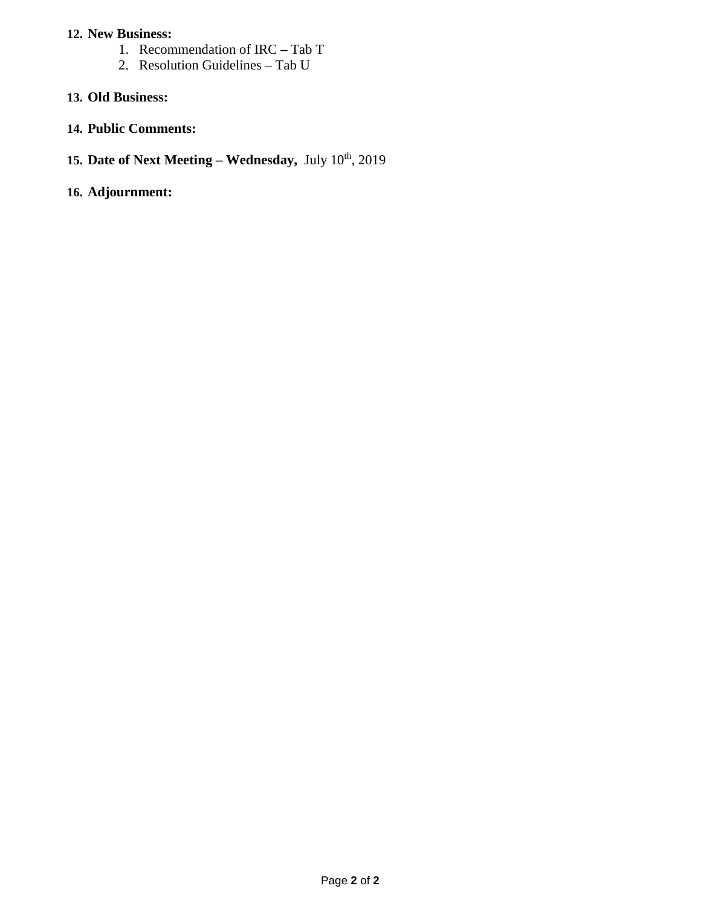**12. New Business:**

1. Recommendation of IRC **–** Tab T
2. Resolution Guidelines – Tab U

**13. Old Business:**

**14. Public Comments:**

**15. Date of Next Meeting – Wednesday,** July 10th, 2019

**16. Adjournment:**